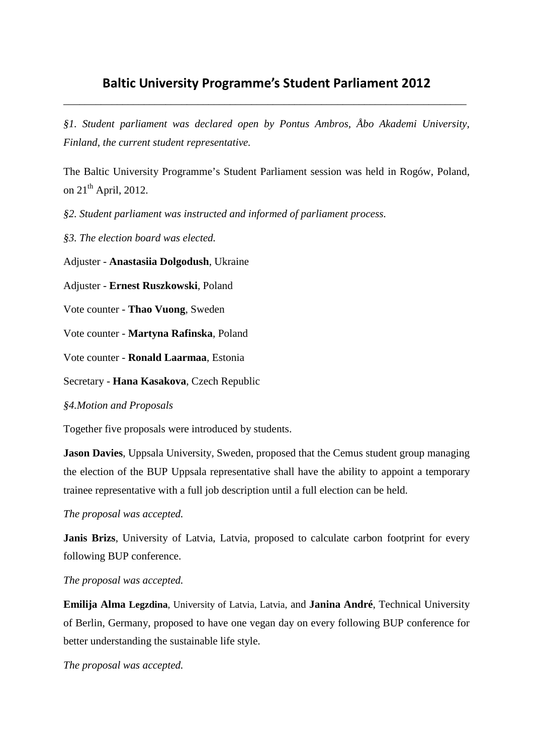# Baltic University Programme's Student Parliament 2012

---

*§1. Student parliament was declared open by Pontus Ambros, Åbo Akademi University, Finland, the current student representative.*

The Baltic University Programme's Student Parliament session was held in Rogów, Poland, on 21th April, 2012.

*§2. Student parliament was instructed and informed of parliament process.*

*§3. The election board was elected.*

Adjuster - **Anastasiia Dolgodush**, Ukraine

Adjuster - **Ernest Ruszkowski**, Poland

Vote counter - **Thao Vuong**, Sweden

Vote counter - **Martyna Rafinska**, Poland

Vote counter - **Ronald Laarmaa**, Estonia

Secretary - **Hana Kasakova**, Czech Republic

*§4.Motion and Proposals*

Together five proposals were introduced by students.

**Jason Davies**, Uppsala University, Sweden, proposed that the Cemus student group managing the election of the BUP Uppsala representative shall have the ability to appoint a temporary trainee representative with a full job description until a full election can be held.

*The proposal was accepted.*

**Janis Brizs**, University of Latvia, Latvia, proposed to calculate carbon footprint for every following BUP conference.

*The proposal was accepted.*

**Emilija Alma Legzdina**, University of Latvia, Latvia, and **Janina André**, Technical University of Berlin, Germany, proposed to have one vegan day on every following BUP conference for better understanding the sustainable life style.

*The proposal was accepted.*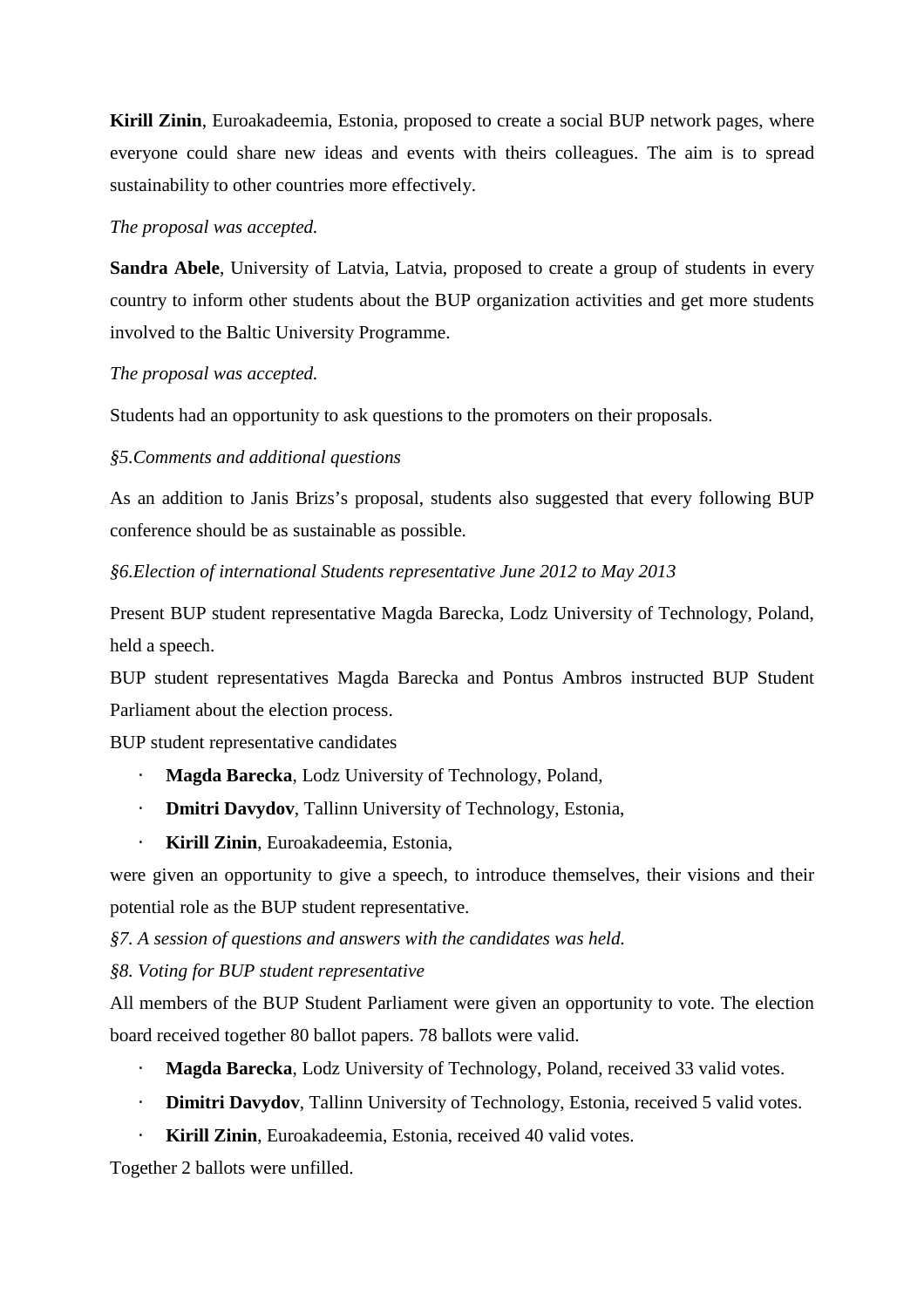**Kirill Zinin**, Euroakadeemia, Estonia, proposed to create a social BUP network pages, where everyone could share new ideas and events with theirs colleagues. The aim is to spread sustainability to other countries more effectively.

*The proposal was accepted.*

**Sandra Abele**, University of Latvia, Latvia, proposed to create a group of students in every country to inform other students about the BUP organization activities and get more students involved to the Baltic University Programme.

*The proposal was accepted.*

Students had an opportunity to ask questions to the promoters on their proposals.

*§5.Comments and additional questions*

As an addition to Janis Brizs's proposal, students also suggested that every following BUP conference should be as sustainable as possible.

*§6.Election of international Students representative June 2012 to May 2013*

Present BUP student representative Magda Barecka, Lodz University of Technology, Poland, held a speech.

BUP student representatives Magda Barecka and Pontus Ambros instructed BUP Student Parliament about the election process.

BUP student representative candidates

- **Magda Barecka**, Lodz University of Technology, Poland,
- **Dmitri Davydov**, Tallinn University of Technology, Estonia,
- **Kirill Zinin**, Euroakadeemia, Estonia,

were given an opportunity to give a speech, to introduce themselves, their visions and their potential role as the BUP student representative.

*§7. A session of questions and answers with the candidates was held.*

*§8. Voting for BUP student representative*

All members of the BUP Student Parliament were given an opportunity to vote. The election board received together 80 ballot papers. 78 ballots were valid.

- **Magda Barecka**, Lodz University of Technology, Poland, received 33 valid votes.
- **Dimitri Davydov**, Tallinn University of Technology, Estonia, received 5 valid votes.
- **Kirill Zinin**, Euroakadeemia, Estonia, received 40 valid votes.

Together 2 ballots were unfilled.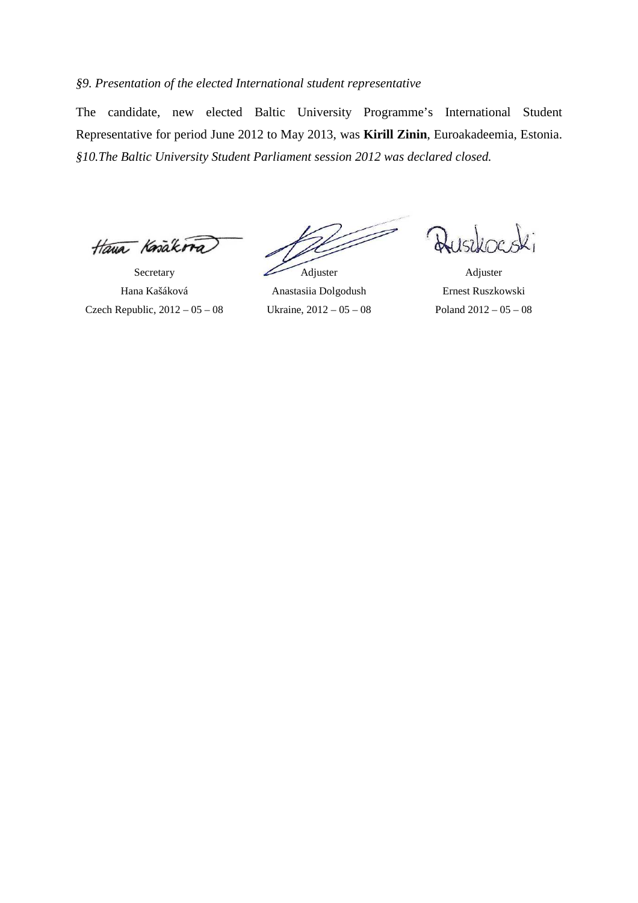*§9. Presentation of the elected International student representative*

The candidate, new elected Baltic University Programme's International Student Representative for period June 2012 to May 2013, was **Kirill Zinin**, Euroakadeemia, Estonia.

*§10.The Baltic University Student Parliament session 2012 was declared closed.*

| | | |
|---|---|---|
| Secretary | Adjuster | Adjuster |
| Hana Kašáková | Anastasiia Dolgodush | Ernest Ruszkowski |
| Czech Republic, 2012 – 05 – 08 | Ukraine, 2012 – 05 – 08 | Poland 2012 – 05 – 08 |